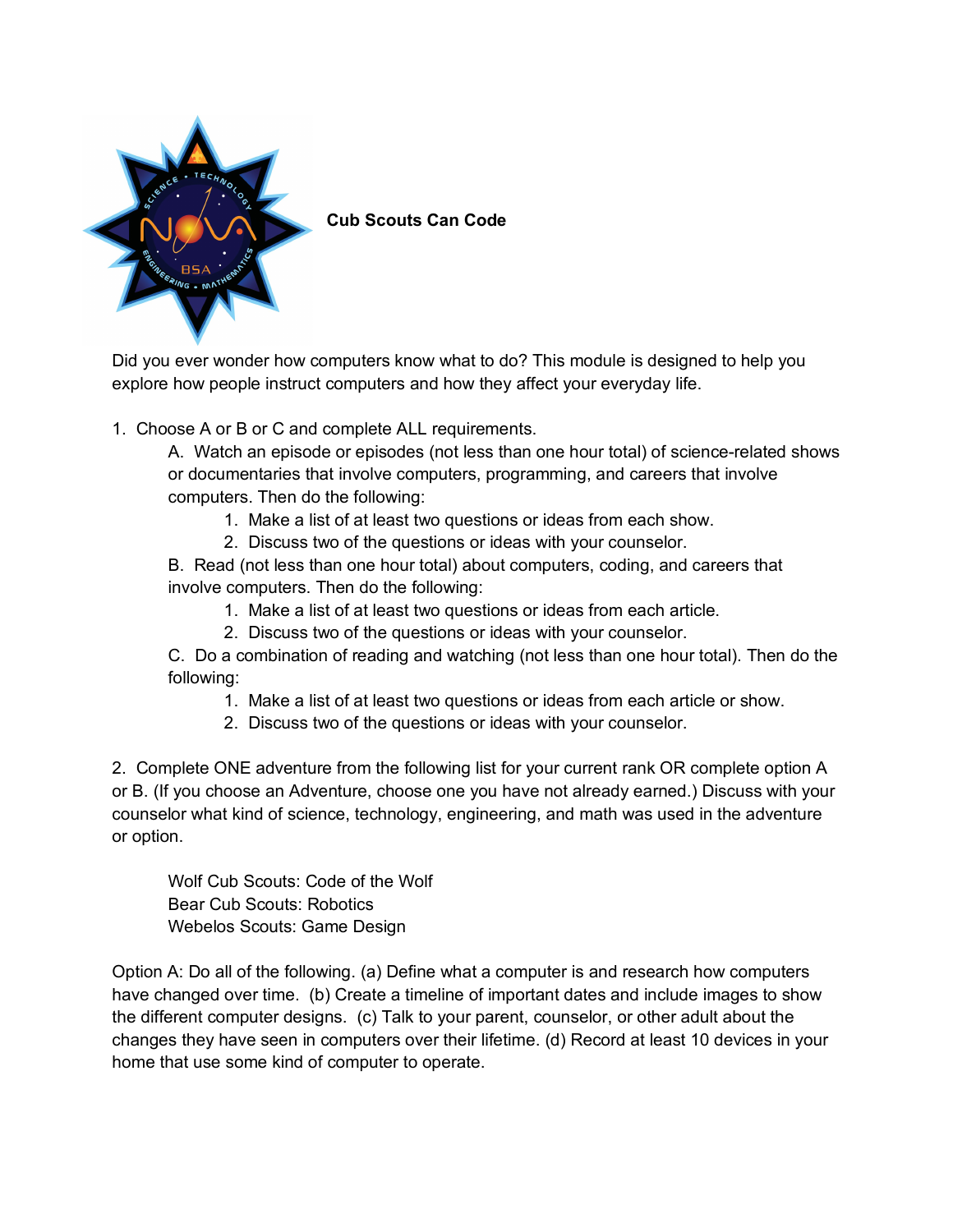# Cub Scouts Can Code

Did you ever wonder how computers know what to do? This module is designed to help you explore how people instruct computers and how they affect your everyday life.

1. Choose A or B or C and complete ALL requirements.
   - A. Watch an episode or episodes (not less than one hour total) of science-related shows or documentaries that involve computers, programming, and careers that involve computers. Then do the following:
     1. Make a list of at least two questions or ideas from each show.
     2. Discuss two of the questions or ideas with your counselor.
   - B. Read (not less than one hour total) about computers, coding, and careers that involve computers. Then do the following:
     1. Make a list of at least two questions or ideas from each article.
     2. Discuss two of the questions or ideas with your counselor.
   - C. Do a combination of reading and watching (not less than one hour total). Then do the following:
     1. Make a list of at least two questions or ideas from each article or show.
     2. Discuss two of the questions or ideas with your counselor.

2. Complete ONE adventure from the following list for your current rank OR complete option A or B. (If you choose an Adventure, choose one you have not already earned.) Discuss with your counselor what kind of science, technology, engineering, and math was used in the adventure or option.

   Wolf Cub Scouts: Code of the Wolf
   Bear Cub Scouts: Robotics
   Webelos Scouts: Game Design

Option A: Do all of the following. (a) Define what a computer is and research how computers have changed over time. (b) Create a timeline of important dates and include images to show the different computer designs. (c) Talk to your parent, counselor, or other adult about the changes they have seen in computers over their lifetime. (d) Record at least 10 devices in your home that use some kind of computer to operate.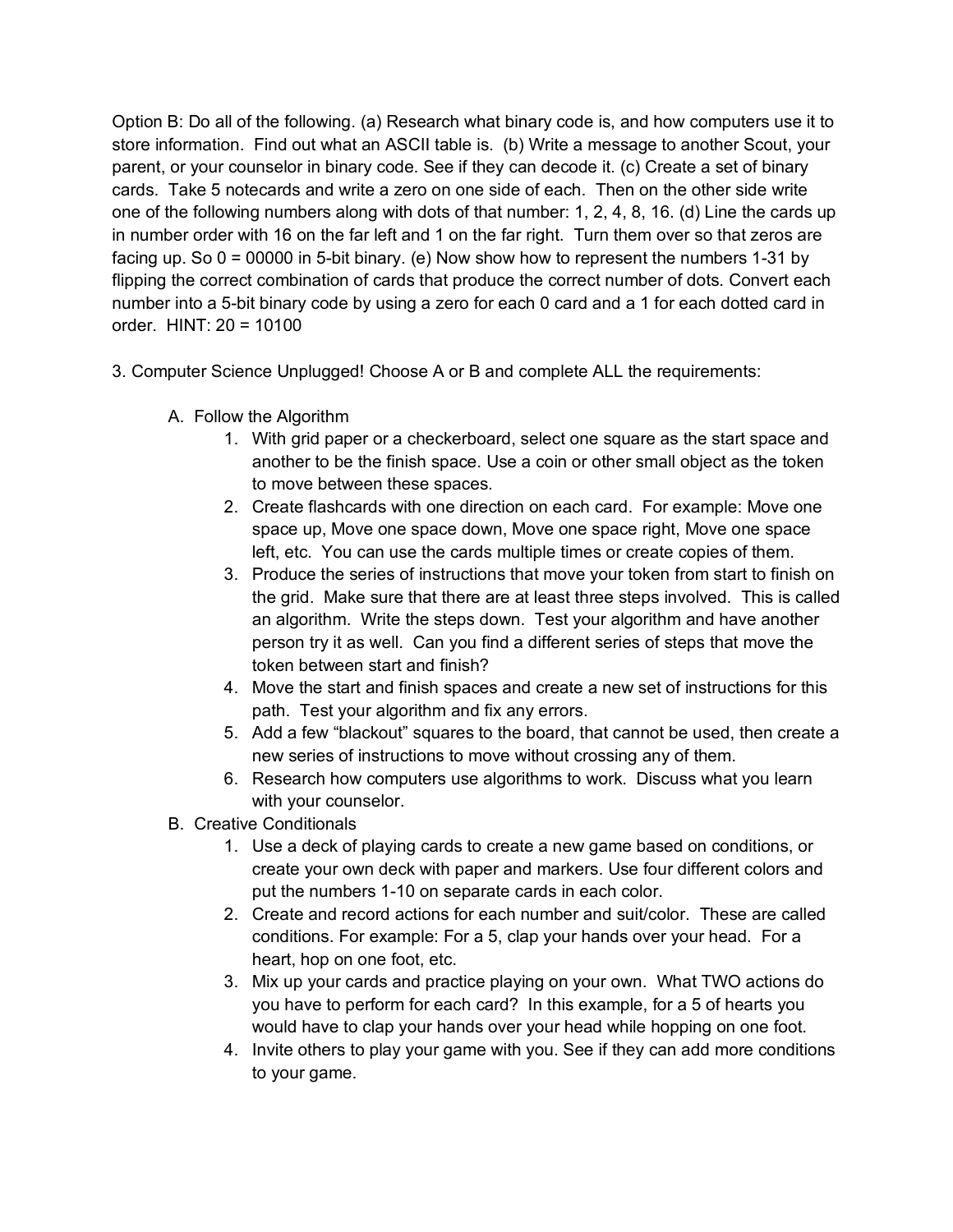Option B: Do all of the following. (a) Research what binary code is, and how computers use it to store information. Find out what an ASCII table is. (b) Write a message to another Scout, your parent, or your counselor in binary code. See if they can decode it. (c) Create a set of binary cards. Take 5 notecards and write a zero on one side of each. Then on the other side write one of the following numbers along with dots of that number: 1, 2, 4, 8, 16. (d) Line the cards up in number order with 16 on the far left and 1 on the far right. Turn them over so that zeros are facing up. So 0 = 00000 in 5-bit binary. (e) Now show how to represent the numbers 1-31 by flipping the correct combination of cards that produce the correct number of dots. Convert each number into a 5-bit binary code by using a zero for each 0 card and a 1 for each dotted card in order. HINT: 20 = 10100

3. Computer Science Unplugged! Choose A or B and complete ALL the requirements:

A. Follow the Algorithm
   1. With grid paper or a checkerboard, select one square as the start space and another to be the finish space. Use a coin or other small object as the token to move between these spaces.
   2. Create flashcards with one direction on each card. For example: Move one space up, Move one space down, Move one space right, Move one space left, etc. You can use the cards multiple times or create copies of them.
   3. Produce the series of instructions that move your token from start to finish on the grid. Make sure that there are at least three steps involved. This is called an algorithm. Write the steps down. Test your algorithm and have another person try it as well. Can you find a different series of steps that move the token between start and finish?
   4. Move the start and finish spaces and create a new set of instructions for this path. Test your algorithm and fix any errors.
   5. Add a few "blackout" squares to the board, that cannot be used, then create a new series of instructions to move without crossing any of them.
   6. Research how computers use algorithms to work. Discuss what you learn with your counselor.

B. Creative Conditionals
   1. Use a deck of playing cards to create a new game based on conditions, or create your own deck with paper and markers. Use four different colors and put the numbers 1-10 on separate cards in each color.
   2. Create and record actions for each number and suit/color. These are called conditions. For example: For a 5, clap your hands over your head. For a heart, hop on one foot, etc.
   3. Mix up your cards and practice playing on your own. What TWO actions do you have to perform for each card? In this example, for a 5 of hearts you would have to clap your hands over your head while hopping on one foot.
   4. Invite others to play your game with you. See if they can add more conditions to your game.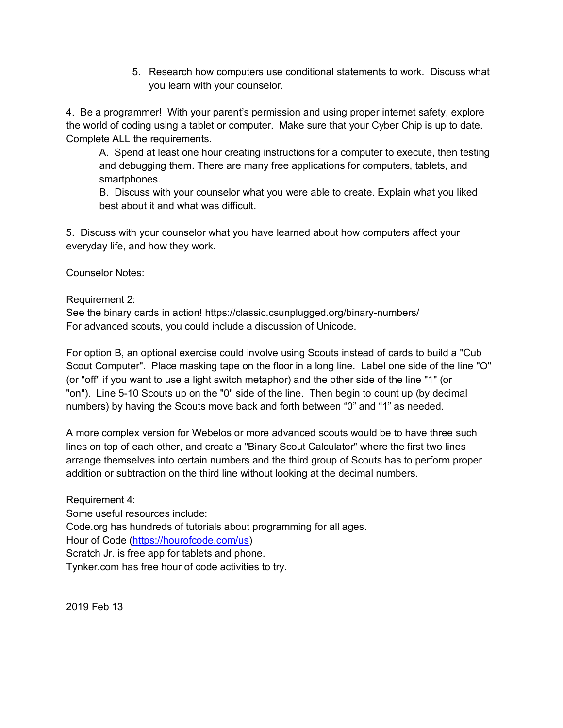5. Research how computers use conditional statements to work. Discuss what you learn with your counselor.

4. Be a programmer! With your parent's permission and using proper internet safety, explore the world of coding using a tablet or computer. Make sure that your Cyber Chip is up to date. Complete ALL the requirements.

    A. Spend at least one hour creating instructions for a computer to execute, then testing and debugging them. There are many free applications for computers, tablets, and smartphones.

    B. Discuss with your counselor what you were able to create. Explain what you liked best about it and what was difficult.

5. Discuss with your counselor what you have learned about how computers affect your everyday life, and how they work.

Counselor Notes:

Requirement 2:
See the binary cards in action! https://classic.csunplugged.org/binary-numbers/
For advanced scouts, you could include a discussion of Unicode.

For option B, an optional exercise could involve using Scouts instead of cards to build a "Cub Scout Computer". Place masking tape on the floor in a long line. Label one side of the line "O" (or "off" if you want to use a light switch metaphor) and the other side of the line "1" (or "on"). Line 5-10 Scouts up on the "0" side of the line. Then begin to count up (by decimal numbers) by having the Scouts move back and forth between "0" and "1" as needed.

A more complex version for Webelos or more advanced scouts would be to have three such lines on top of each other, and create a "Binary Scout Calculator" where the first two lines arrange themselves into certain numbers and the third group of Scouts has to perform proper addition or subtraction on the third line without looking at the decimal numbers.

Requirement 4:
Some useful resources include:
Code.org has hundreds of tutorials about programming for all ages.
Hour of Code (https://hourofcode.com/us)
Scratch Jr. is free app for tablets and phone.
Tynker.com has free hour of code activities to try.

2019 Feb 13